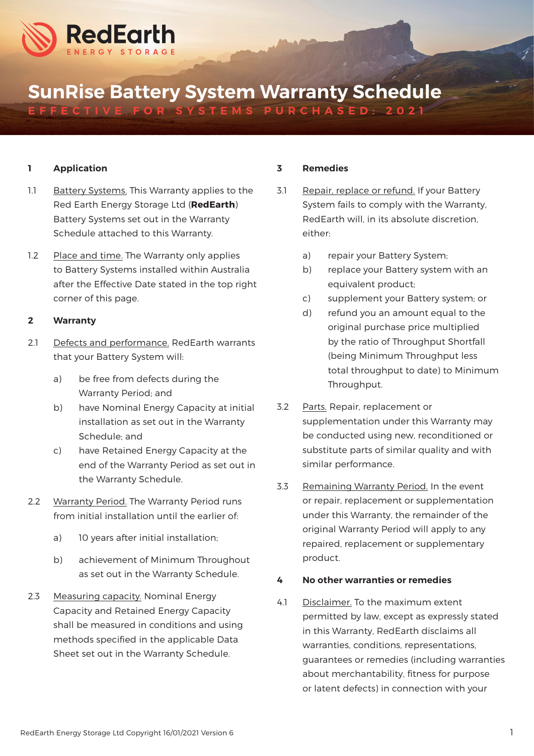RedEarth
ENERGY STORAGE

# SunRise Battery System Warranty Schedule

EFFECTIVE FOR SYSTEMS PURCHASED: 2021

## 1 Application

1.1 Battery Systems. This Warranty applies to the Red Earth Energy Storage Ltd (**RedEarth**) Battery Systems set out in the Warranty Schedule attached to this Warranty.

1.2 Place and time. The Warranty only applies to Battery Systems installed within Australia after the Effective Date stated in the top right corner of this page.

## 2 Warranty

2.1 Defects and performance. RedEarth warrants that your Battery System will:

a) be free from defects during the Warranty Period; and

b) have Nominal Energy Capacity at initial installation as set out in the Warranty Schedule; and

c) have Retained Energy Capacity at the end of the Warranty Period as set out in the Warranty Schedule.

2.2 Warranty Period. The Warranty Period runs from initial installation until the earlier of:

a) 10 years after initial installation;

b) achievement of Minimum Throughput as set out in the Warranty Schedule.

2.3 Measuring capacity. Nominal Energy Capacity and Retained Energy Capacity shall be measured in conditions and using methods specified in the applicable Data Sheet set out in the Warranty Schedule.

## 3 Remedies

3.1 Repair, replace or refund. If your Battery System fails to comply with the Warranty, RedEarth will, in its absolute discretion, either:

a) repair your Battery System;

b) replace your Battery system with an equivalent product;

c) supplement your Battery system; or

d) refund you an amount equal to the original purchase price multiplied by the ratio of Throughput Shortfall (being Minimum Throughput less total throughput to date) to Minimum Throughput.

3.2 Parts. Repair, replacement or supplementation under this Warranty may be conducted using new, reconditioned or substitute parts of similar quality and with similar performance.

3.3 Remaining Warranty Period. In the event or repair, replacement or supplementation under this Warranty, the remainder of the original Warranty Period will apply to any repaired, replacement or supplementary product.

## 4 No other warranties or remedies

4.1 Disclaimer. To the maximum extent permitted by law, except as expressly stated in this Warranty, RedEarth disclaims all warranties, conditions, representations, guarantees or remedies (including warranties about merchantability, fitness for purpose or latent defects) in connection with your

RedEarth Energy Storage Ltd Copyright 16/01/2021 Version 6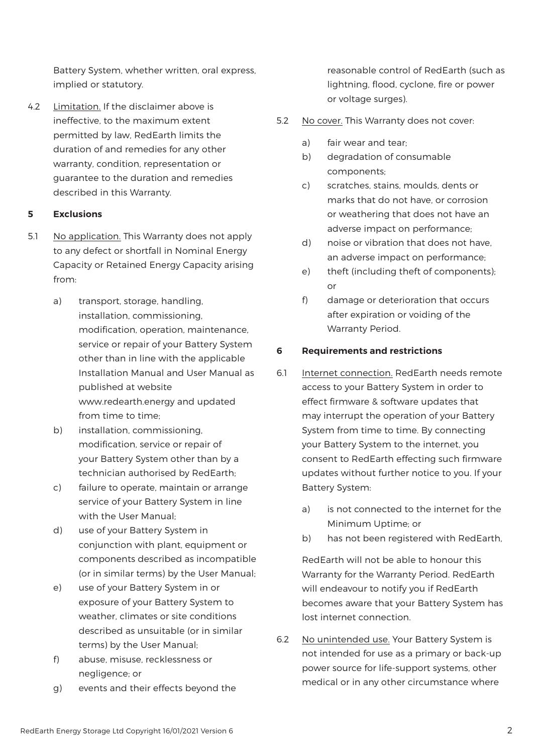Battery System, whether written, oral express, implied or statutory.

4.2 Limitation. If the disclaimer above is ineffective, to the maximum extent permitted by law, RedEarth limits the duration of and remedies for any other warranty, condition, representation or guarantee to the duration and remedies described in this Warranty.

## 5 Exclusions

5.1 No application. This Warranty does not apply to any defect or shortfall in Nominal Energy Capacity or Retained Energy Capacity arising from:

- a) transport, storage, handling, installation, commissioning, modification, operation, maintenance, service or repair of your Battery System other than in line with the applicable Installation Manual and User Manual as published at website www.redearth.energy and updated from time to time;
- b) installation, commissioning, modification, service or repair of your Battery System other than by a technician authorised by RedEarth;
- c) failure to operate, maintain or arrange service of your Battery System in line with the User Manual;
- d) use of your Battery System in conjunction with plant, equipment or components described as incompatible (or in similar terms) by the User Manual;
- e) use of your Battery System in or exposure of your Battery System to weather, climates or site conditions described as unsuitable (or in similar terms) by the User Manual;
- f) abuse, misuse, recklessness or negligence; or
- g) events and their effects beyond the reasonable control of RedEarth (such as lightning, flood, cyclone, fire or power or voltage surges).

5.2 No cover. This Warranty does not cover:

- a) fair wear and tear;
- b) degradation of consumable components;
- c) scratches, stains, moulds, dents or marks that do not have, or corrosion or weathering that does not have an adverse impact on performance;
- d) noise or vibration that does not have, an adverse impact on performance;
- e) theft (including theft of components); or
- f) damage or deterioration that occurs after expiration or voiding of the Warranty Period.

## 6 Requirements and restrictions

6.1 Internet connection. RedEarth needs remote access to your Battery System in order to effect firmware & software updates that may interrupt the operation of your Battery System from time to time. By connecting your Battery System to the internet, you consent to RedEarth effecting such firmware updates without further notice to you. If your Battery System:

- a) is not connected to the internet for the Minimum Uptime; or
- b) has not been registered with RedEarth,

RedEarth will not be able to honour this Warranty for the Warranty Period. RedEarth will endeavour to notify you if RedEarth becomes aware that your Battery System has lost internet connection.

6.2 No unintended use. Your Battery System is not intended for use as a primary or back-up power source for life-support systems, other medical or in any other circumstance where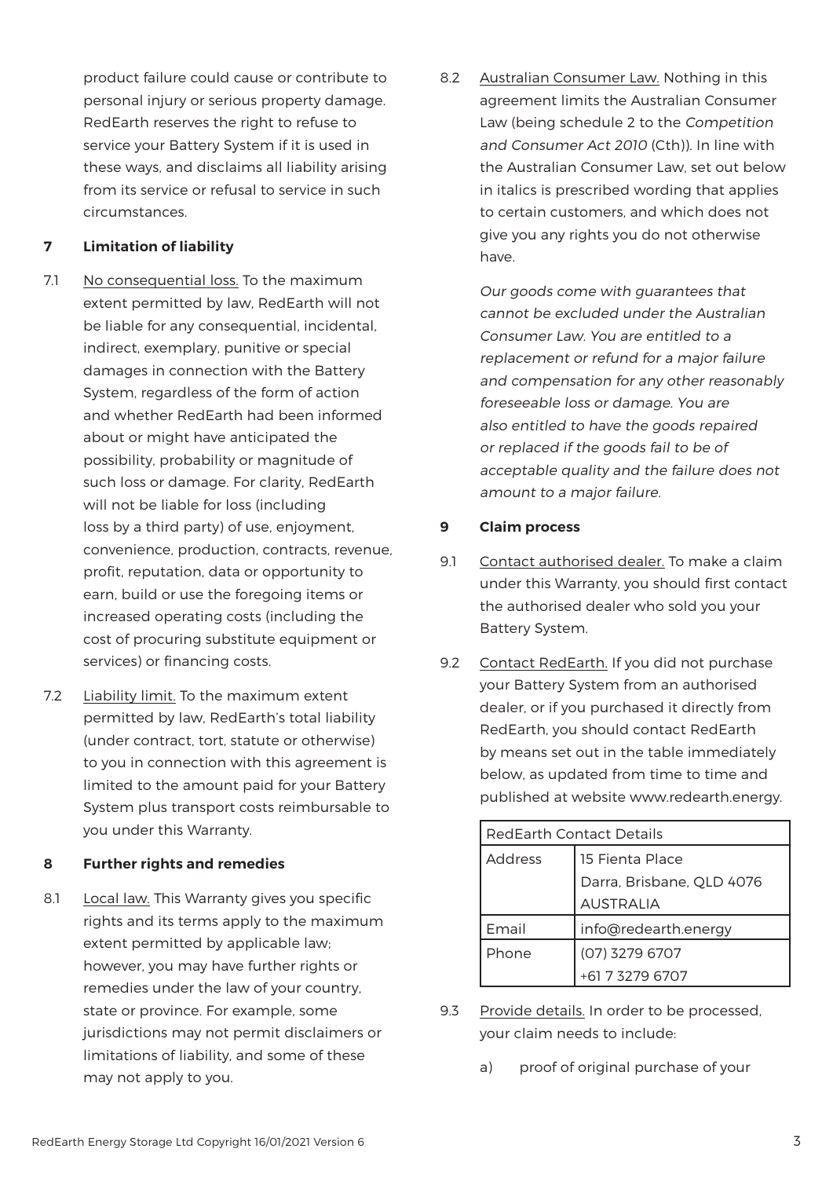product failure could cause or contribute to personal injury or serious property damage. RedEarth reserves the right to refuse to service your Battery System if it is used in these ways, and disclaims all liability arising from its service or refusal to service in such circumstances.

**7 Limitation of liability**

7.1 No consequential loss. To the maximum extent permitted by law, RedEarth will not be liable for any consequential, incidental, indirect, exemplary, punitive or special damages in connection with the Battery System, regardless of the form of action and whether RedEarth had been informed about or might have anticipated the possibility, probability or magnitude of such loss or damage. For clarity, RedEarth will not be liable for loss (including loss by a third party) of use, enjoyment, convenience, production, contracts, revenue, profit, reputation, data or opportunity to earn, build or use the foregoing items or increased operating costs (including the cost of procuring substitute equipment or services) or financing costs.

7.2 Liability limit. To the maximum extent permitted by law, RedEarth's total liability (under contract, tort, statute or otherwise) to you in connection with this agreement is limited to the amount paid for your Battery System plus transport costs reimbursable to you under this Warranty.

**8 Further rights and remedies**

8.1 Local law. This Warranty gives you specific rights and its terms apply to the maximum extent permitted by applicable law; however, you may have further rights or remedies under the law of your country, state or province. For example, some jurisdictions may not permit disclaimers or limitations of liability, and some of these may not apply to you.

8.2 Australian Consumer Law. Nothing in this agreement limits the Australian Consumer Law (being schedule 2 to the *Competition and Consumer Act 2010* (Cth)). In line with the Australian Consumer Law, set out below in italics is prescribed wording that applies to certain customers, and which does not give you any rights you do not otherwise have.

*Our goods come with guarantees that cannot be excluded under the Australian Consumer Law. You are entitled to a replacement or refund for a major failure and compensation for any other reasonably foreseeable loss or damage. You are also entitled to have the goods repaired or replaced if the goods fail to be of acceptable quality and the failure does not amount to a major failure.*

**9 Claim process**

9.1 Contact authorised dealer. To make a claim under this Warranty, you should first contact the authorised dealer who sold you your Battery System.

9.2 Contact RedEarth. If you did not purchase your Battery System from an authorised dealer, or if you purchased it directly from RedEarth, you should contact RedEarth by means set out in the table immediately below, as updated from time to time and published at website www.redearth.energy.

| RedEarth Contact Details | |
|---|---|
| Address | 15 Fienta Place<br>Darra, Brisbane, QLD 4076<br>AUSTRALIA |
| Email | info@redearth.energy |
| Phone | (07) 3279 6707<br>+61 7 3279 6707 |

9.3 Provide details. In order to be processed, your claim needs to include:

a) proof of original purchase of your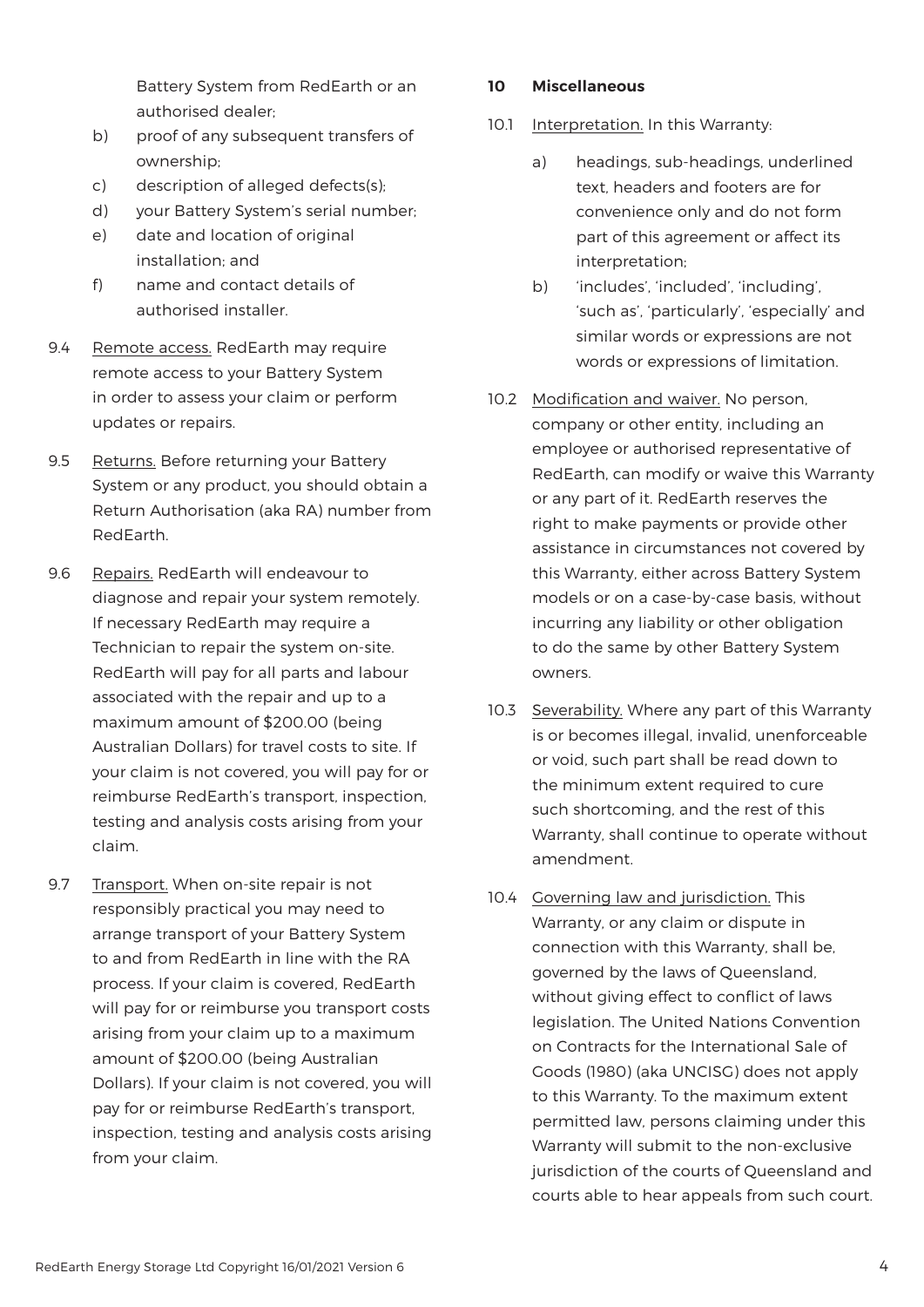Battery System from RedEarth or an authorised dealer;

b) proof of any subsequent transfers of ownership;
c) description of alleged defects(s);
d) your Battery System's serial number;
e) date and location of original installation; and
f) name and contact details of authorised installer.

9.4 Remote access. RedEarth may require remote access to your Battery System in order to assess your claim or perform updates or repairs.

9.5 Returns. Before returning your Battery System or any product, you should obtain a Return Authorisation (aka RA) number from RedEarth.

9.6 Repairs. RedEarth will endeavour to diagnose and repair your system remotely. If necessary RedEarth may require a Technician to repair the system on-site. RedEarth will pay for all parts and labour associated with the repair and up to a maximum amount of $200.00 (being Australian Dollars) for travel costs to site. If your claim is not covered, you will pay for or reimburse RedEarth's transport, inspection, testing and analysis costs arising from your claim.

9.7 Transport. When on-site repair is not responsibly practical you may need to arrange transport of your Battery System to and from RedEarth in line with the RA process. If your claim is covered, RedEarth will pay for or reimburse you transport costs arising from your claim up to a maximum amount of $200.00 (being Australian Dollars). If your claim is not covered, you will pay for or reimburse RedEarth's transport, inspection, testing and analysis costs arising from your claim.

## 10 Miscellaneous

10.1 Interpretation. In this Warranty:

a) headings, sub-headings, underlined text, headers and footers are for convenience only and do not form part of this agreement or affect its interpretation;
b) 'includes', 'included', 'including', 'such as', 'particularly', 'especially' and similar words or expressions are not words or expressions of limitation.

10.2 Modification and waiver. No person, company or other entity, including an employee or authorised representative of RedEarth, can modify or waive this Warranty or any part of it. RedEarth reserves the right to make payments or provide other assistance in circumstances not covered by this Warranty, either across Battery System models or on a case-by-case basis, without incurring any liability or other obligation to do the same by other Battery System owners.

10.3 Severability. Where any part of this Warranty is or becomes illegal, invalid, unenforceable or void, such part shall be read down to the minimum extent required to cure such shortcoming, and the rest of this Warranty, shall continue to operate without amendment.

10.4 Governing law and jurisdiction. This Warranty, or any claim or dispute in connection with this Warranty, shall be, governed by the laws of Queensland, without giving effect to conflict of laws legislation. The United Nations Convention on Contracts for the International Sale of Goods (1980) (aka UNCISG) does not apply to this Warranty. To the maximum extent permitted law, persons claiming under this Warranty will submit to the non-exclusive jurisdiction of the courts of Queensland and courts able to hear appeals from such court.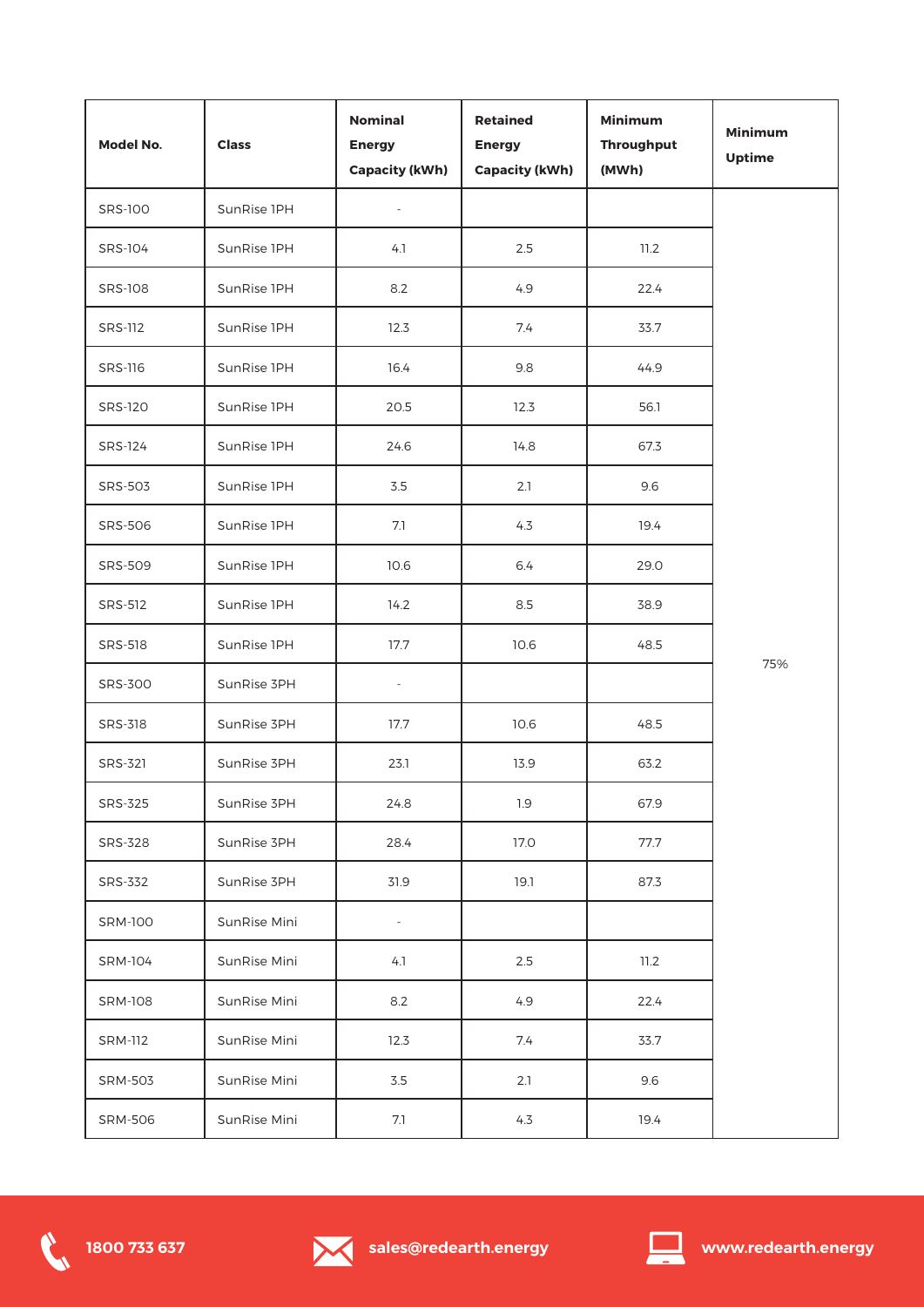| Model No. | Class | Nominal Energy Capacity (kWh) | Retained Energy Capacity (kWh) | Minimum Throughput (MWh) | Minimum Uptime |
|---|---|---|---|---|---|
| SRS-100 | SunRise 1PH | - | | | 75% |
| SRS-104 | SunRise 1PH | 4.1 | 2.5 | 11.2 | |
| SRS-108 | SunRise 1PH | 8.2 | 4.9 | 22.4 | |
| SRS-112 | SunRise 1PH | 12.3 | 7.4 | 33.7 | |
| SRS-116 | SunRise 1PH | 16.4 | 9.8 | 44.9 | |
| SRS-120 | SunRise 1PH | 20.5 | 12.3 | 56.1 | |
| SRS-124 | SunRise 1PH | 24.6 | 14.8 | 67.3 | |
| SRS-503 | SunRise 1PH | 3.5 | 2.1 | 9.6 | |
| SRS-506 | SunRise 1PH | 7.1 | 4.3 | 19.4 | |
| SRS-509 | SunRise 1PH | 10.6 | 6.4 | 29.0 | |
| SRS-512 | SunRise 1PH | 14.2 | 8.5 | 38.9 | |
| SRS-518 | SunRise 1PH | 17.7 | 10.6 | 48.5 | |
| SRS-300 | SunRise 3PH | - | | | |
| SRS-318 | SunRise 3PH | 17.7 | 10.6 | 48.5 | |
| SRS-321 | SunRise 3PH | 23.1 | 13.9 | 63.2 | |
| SRS-325 | SunRise 3PH | 24.8 | 1.9 | 67.9 | |
| SRS-328 | SunRise 3PH | 28.4 | 17.0 | 77.7 | |
| SRS-332 | SunRise 3PH | 31.9 | 19.1 | 87.3 | |
| SRM-100 | SunRise Mini | - | | | |
| SRM-104 | SunRise Mini | 4.1 | 2.5 | 11.2 | |
| SRM-108 | SunRise Mini | 8.2 | 4.9 | 22.4 | |
| SRM-112 | SunRise Mini | 12.3 | 7.4 | 33.7 | |
| SRM-503 | SunRise Mini | 3.5 | 2.1 | 9.6 | |
| SRM-506 | SunRise Mini | 7.1 | 4.3 | 19.4 | |

1800 733 637 sales@redearth.energy www.redearth.energy